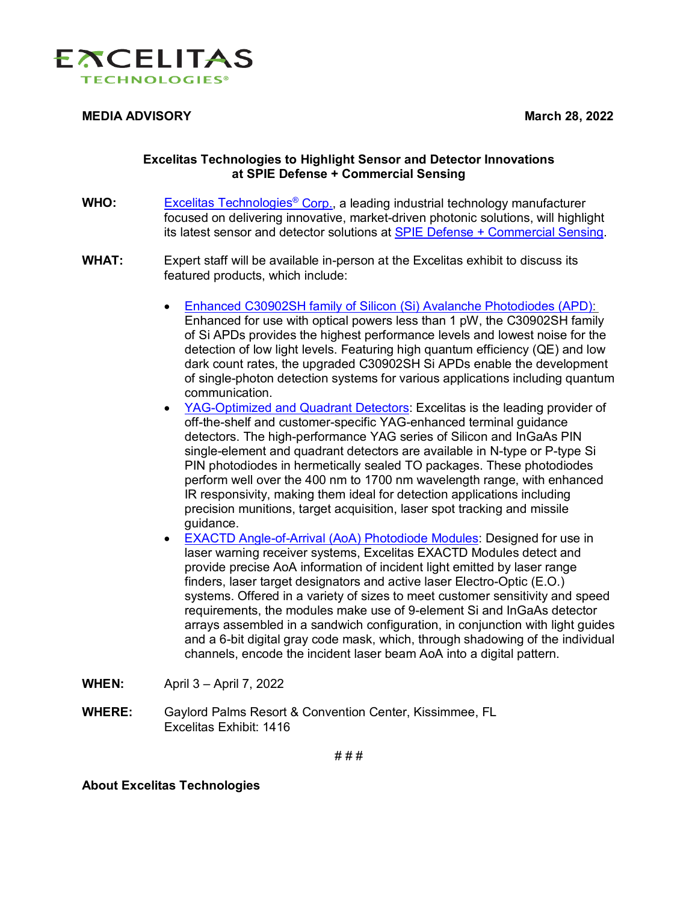EXCELITAS TECHNOLOGIES®

**MEDIA ADVISORY** **March 28, 2022**

## Excelitas Technologies to Highlight Sensor and Detector Innovations at SPIE Defense + Commercial Sensing

**WHO:** Excelitas Technologies® Corp., a leading industrial technology manufacturer focused on delivering innovative, market-driven photonic solutions, will highlight its latest sensor and detector solutions at SPIE Defense + Commercial Sensing.

**WHAT:** Expert staff will be available in-person at the Excelitas exhibit to discuss its featured products, which include:

- Enhanced C30902SH family of Silicon (Si) Avalanche Photodiodes (APD): Enhanced for use with optical powers less than 1 pW, the C30902SH family of Si APDs provides the highest performance levels and lowest noise for the detection of low light levels. Featuring high quantum efficiency (QE) and low dark count rates, the upgraded C30902SH Si APDs enable the development of single-photon detection systems for various applications including quantum communication.
- YAG-Optimized and Quadrant Detectors: Excelitas is the leading provider of off-the-shelf and customer-specific YAG-enhanced terminal guidance detectors. The high-performance YAG series of Silicon and InGaAs PIN single-element and quadrant detectors are available in N-type or P-type Si PIN photodiodes in hermetically sealed TO packages. These photodiodes perform well over the 400 nm to 1700 nm wavelength range, with enhanced IR responsivity, making them ideal for detection applications including precision munitions, target acquisition, laser spot tracking and missile guidance.
- EXACTD Angle-of-Arrival (AoA) Photodiode Modules: Designed for use in laser warning receiver systems, Excelitas EXACTD Modules detect and provide precise AoA information of incident light emitted by laser range finders, laser target designators and active laser Electro-Optic (E.O.) systems. Offered in a variety of sizes to meet customer sensitivity and speed requirements, the modules make use of 9-element Si and InGaAs detector arrays assembled in a sandwich configuration, in conjunction with light guides and a 6-bit digital gray code mask, which, through shadowing of the individual channels, encode the incident laser beam AoA into a digital pattern.

**WHEN:** April 3 – April 7, 2022

**WHERE:** Gaylord Palms Resort & Convention Center, Kissimmee, FL
Excelitas Exhibit: 1416

# # #

**About Excelitas Technologies**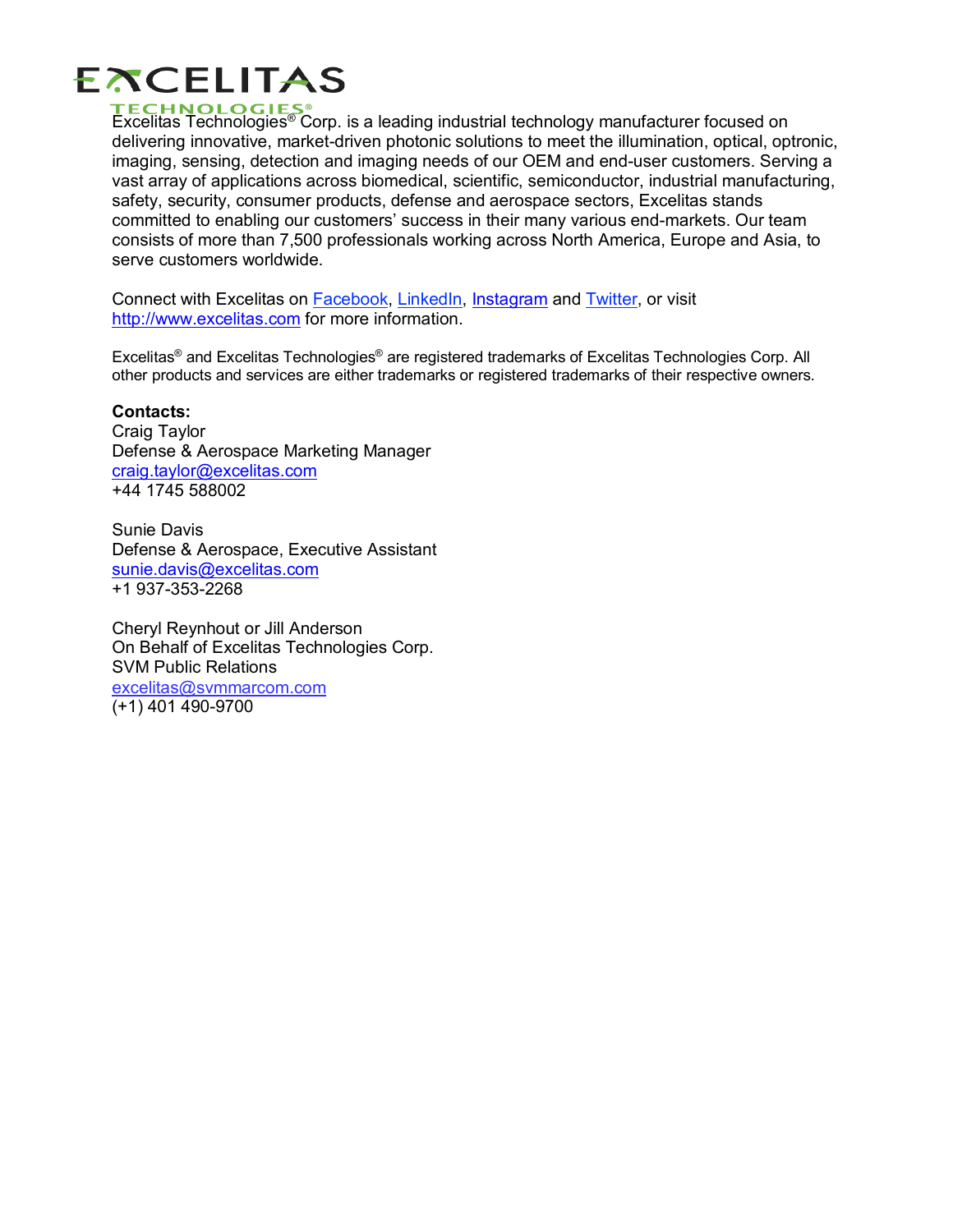EXCELITAS TECHNOLOGIES®

Excelitas Technologies® Corp. is a leading industrial technology manufacturer focused on delivering innovative, market-driven photonic solutions to meet the illumination, optical, optronic, imaging, sensing, detection and imaging needs of our OEM and end-user customers. Serving a vast array of applications across biomedical, scientific, semiconductor, industrial manufacturing, safety, security, consumer products, defense and aerospace sectors, Excelitas stands committed to enabling our customers' success in their many various end-markets. Our team consists of more than 7,500 professionals working across North America, Europe and Asia, to serve customers worldwide.

Connect with Excelitas on Facebook, LinkedIn, Instagram and Twitter, or visit http://www.excelitas.com for more information.

Excelitas® and Excelitas Technologies® are registered trademarks of Excelitas Technologies Corp. All other products and services are either trademarks or registered trademarks of their respective owners.

**Contacts:**
Craig Taylor
Defense & Aerospace Marketing Manager
craig.taylor@excelitas.com
+44 1745 588002

Sunie Davis
Defense & Aerospace, Executive Assistant
sunie.davis@excelitas.com
+1 937-353-2268

Cheryl Reynhout or Jill Anderson
On Behalf of Excelitas Technologies Corp.
SVM Public Relations
excelitas@svmmarcom.com
(+1) 401 490-9700